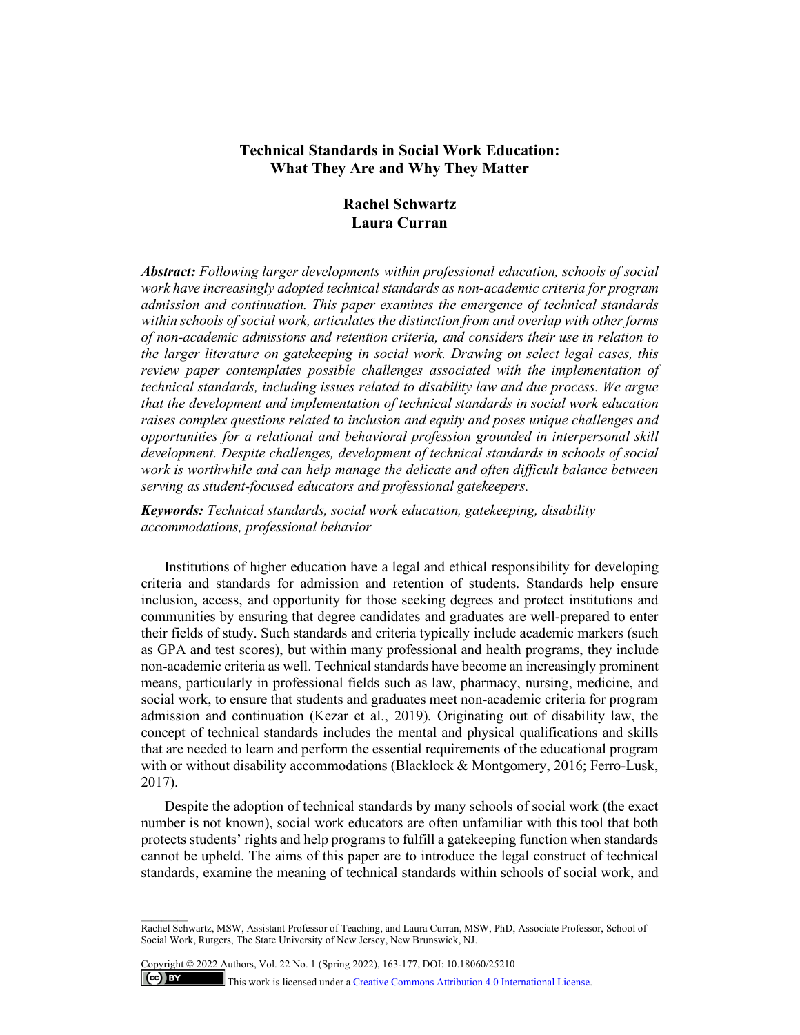# Technical Standards in Social Work Education: What They Are and Why They Matter

**Rachel Schwartz**
**Laura Curran**

***Abstract:*** *Following larger developments within professional education, schools of social work have increasingly adopted technical standards as non-academic criteria for program admission and continuation. This paper examines the emergence of technical standards within schools of social work, articulates the distinction from and overlap with other forms of non-academic admissions and retention criteria, and considers their use in relation to the larger literature on gatekeeping in social work. Drawing on select legal cases, this review paper contemplates possible challenges associated with the implementation of technical standards, including issues related to disability law and due process. We argue that the development and implementation of technical standards in social work education raises complex questions related to inclusion and equity and poses unique challenges and opportunities for a relational and behavioral profession grounded in interpersonal skill development. Despite challenges, development of technical standards in schools of social work is worthwhile and can help manage the delicate and often difficult balance between serving as student-focused educators and professional gatekeepers.*

***Keywords:*** *Technical standards, social work education, gatekeeping, disability accommodations, professional behavior*

Institutions of higher education have a legal and ethical responsibility for developing criteria and standards for admission and retention of students. Standards help ensure inclusion, access, and opportunity for those seeking degrees and protect institutions and communities by ensuring that degree candidates and graduates are well-prepared to enter their fields of study. Such standards and criteria typically include academic markers (such as GPA and test scores), but within many professional and health programs, they include non-academic criteria as well. Technical standards have become an increasingly prominent means, particularly in professional fields such as law, pharmacy, nursing, medicine, and social work, to ensure that students and graduates meet non-academic criteria for program admission and continuation (Kezar et al., 2019). Originating out of disability law, the concept of technical standards includes the mental and physical qualifications and skills that are needed to learn and perform the essential requirements of the educational program with or without disability accommodations (Blacklock & Montgomery, 2016; Ferro-Lusk, 2017).

Despite the adoption of technical standards by many schools of social work (the exact number is not known), social work educators are often unfamiliar with this tool that both protects students' rights and help programs to fulfill a gatekeeping function when standards cannot be upheld. The aims of this paper are to introduce the legal construct of technical standards, examine the meaning of technical standards within schools of social work, and

---

Rachel Schwartz, MSW, Assistant Professor of Teaching, and Laura Curran, MSW, PhD, Associate Professor, School of Social Work, Rutgers, The State University of New Jersey, New Brunswick, NJ.

Copyright © 2022 Authors, Vol. 22 No. 1 (Spring 2022), 163-177, DOI: 10.18060/25210

This work is licensed under a Creative Commons Attribution 4.0 International License.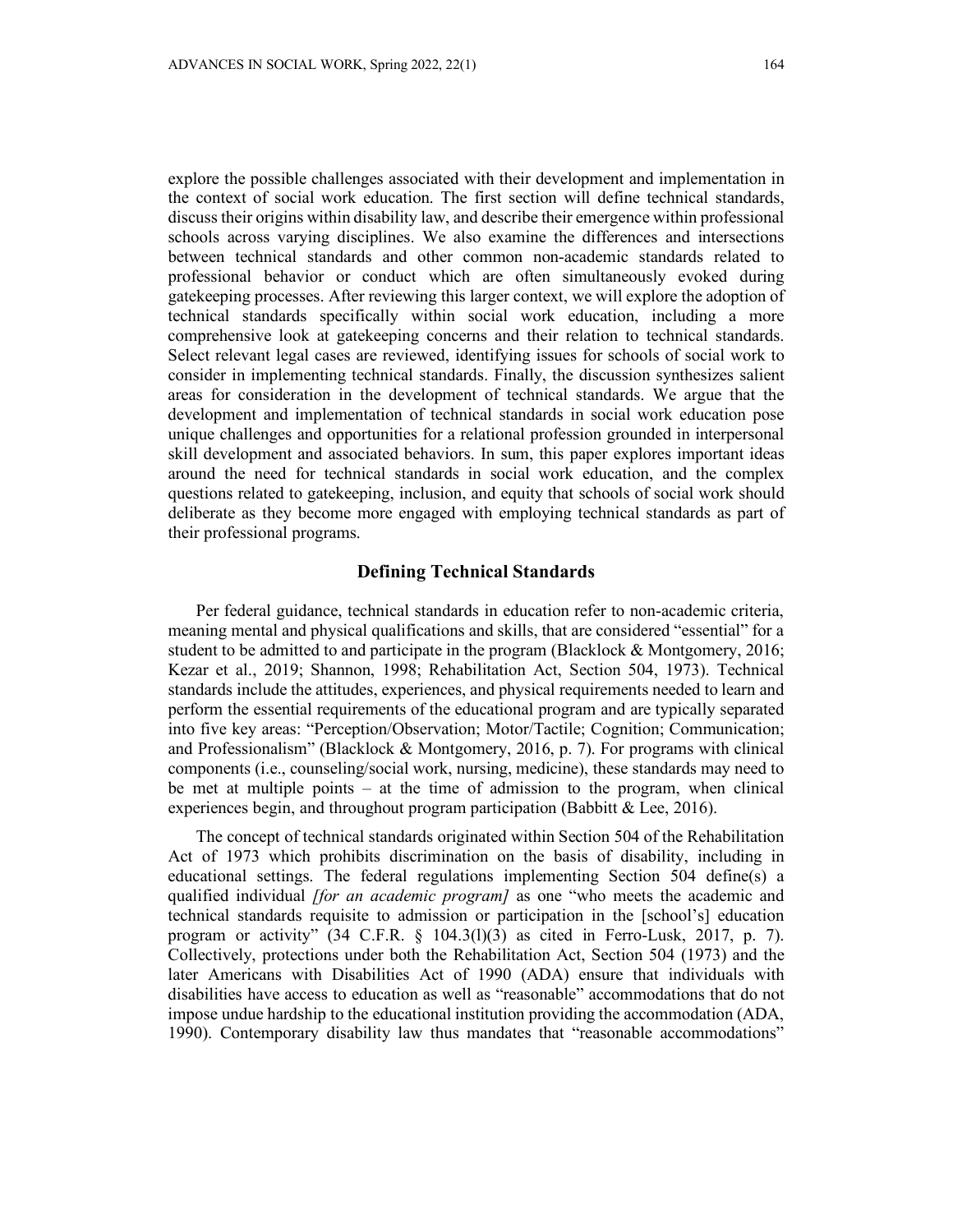explore the possible challenges associated with their development and implementation in the context of social work education. The first section will define technical standards, discuss their origins within disability law, and describe their emergence within professional schools across varying disciplines. We also examine the differences and intersections between technical standards and other common non-academic standards related to professional behavior or conduct which are often simultaneously evoked during gatekeeping processes. After reviewing this larger context, we will explore the adoption of technical standards specifically within social work education, including a more comprehensive look at gatekeeping concerns and their relation to technical standards. Select relevant legal cases are reviewed, identifying issues for schools of social work to consider in implementing technical standards. Finally, the discussion synthesizes salient areas for consideration in the development of technical standards. We argue that the development and implementation of technical standards in social work education pose unique challenges and opportunities for a relational profession grounded in interpersonal skill development and associated behaviors. In sum, this paper explores important ideas around the need for technical standards in social work education, and the complex questions related to gatekeeping, inclusion, and equity that schools of social work should deliberate as they become more engaged with employing technical standards as part of their professional programs.

## Defining Technical Standards

Per federal guidance, technical standards in education refer to non-academic criteria, meaning mental and physical qualifications and skills, that are considered "essential" for a student to be admitted to and participate in the program (Blacklock & Montgomery, 2016; Kezar et al., 2019; Shannon, 1998; Rehabilitation Act, Section 504, 1973). Technical standards include the attitudes, experiences, and physical requirements needed to learn and perform the essential requirements of the educational program and are typically separated into five key areas: "Perception/Observation; Motor/Tactile; Cognition; Communication; and Professionalism" (Blacklock & Montgomery, 2016, p. 7). For programs with clinical components (i.e., counseling/social work, nursing, medicine), these standards may need to be met at multiple points – at the time of admission to the program, when clinical experiences begin, and throughout program participation (Babbitt & Lee, 2016).

The concept of technical standards originated within Section 504 of the Rehabilitation Act of 1973 which prohibits discrimination on the basis of disability, including in educational settings. The federal regulations implementing Section 504 define(s) a qualified individual *[for an academic program]* as one "who meets the academic and technical standards requisite to admission or participation in the [school's] education program or activity" (34 C.F.R. § 104.3(l)(3) as cited in Ferro-Lusk, 2017, p. 7). Collectively, protections under both the Rehabilitation Act, Section 504 (1973) and the later Americans with Disabilities Act of 1990 (ADA) ensure that individuals with disabilities have access to education as well as "reasonable" accommodations that do not impose undue hardship to the educational institution providing the accommodation (ADA, 1990). Contemporary disability law thus mandates that "reasonable accommodations"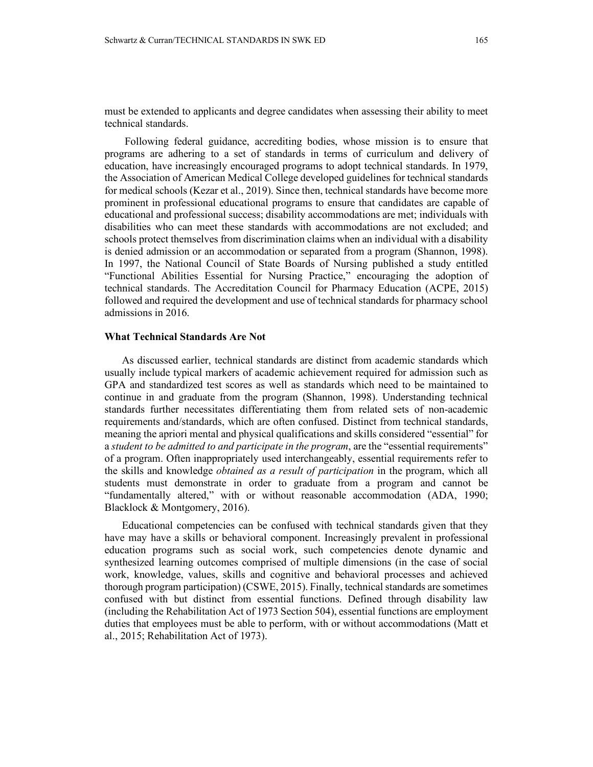must be extended to applicants and degree candidates when assessing their ability to meet technical standards.

Following federal guidance, accrediting bodies, whose mission is to ensure that programs are adhering to a set of standards in terms of curriculum and delivery of education, have increasingly encouraged programs to adopt technical standards. In 1979, the Association of American Medical College developed guidelines for technical standards for medical schools (Kezar et al., 2019). Since then, technical standards have become more prominent in professional educational programs to ensure that candidates are capable of educational and professional success; disability accommodations are met; individuals with disabilities who can meet these standards with accommodations are not excluded; and schools protect themselves from discrimination claims when an individual with a disability is denied admission or an accommodation or separated from a program (Shannon, 1998). In 1997, the National Council of State Boards of Nursing published a study entitled "Functional Abilities Essential for Nursing Practice," encouraging the adoption of technical standards. The Accreditation Council for Pharmacy Education (ACPE, 2015) followed and required the development and use of technical standards for pharmacy school admissions in 2016.

### What Technical Standards Are Not

As discussed earlier, technical standards are distinct from academic standards which usually include typical markers of academic achievement required for admission such as GPA and standardized test scores as well as standards which need to be maintained to continue in and graduate from the program (Shannon, 1998). Understanding technical standards further necessitates differentiating them from related sets of non-academic requirements and/standards, which are often confused. Distinct from technical standards, meaning the apriori mental and physical qualifications and skills considered "essential" for a *student to be admitted to and participate in the program*, are the "essential requirements" of a program. Often inappropriately used interchangeably, essential requirements refer to the skills and knowledge *obtained as a result of participation* in the program, which all students must demonstrate in order to graduate from a program and cannot be "fundamentally altered," with or without reasonable accommodation (ADA, 1990; Blacklock & Montgomery, 2016).

Educational competencies can be confused with technical standards given that they have may have a skills or behavioral component. Increasingly prevalent in professional education programs such as social work, such competencies denote dynamic and synthesized learning outcomes comprised of multiple dimensions (in the case of social work, knowledge, values, skills and cognitive and behavioral processes and achieved thorough program participation) (CSWE, 2015). Finally, technical standards are sometimes confused with but distinct from essential functions. Defined through disability law (including the Rehabilitation Act of 1973 Section 504), essential functions are employment duties that employees must be able to perform, with or without accommodations (Matt et al., 2015; Rehabilitation Act of 1973).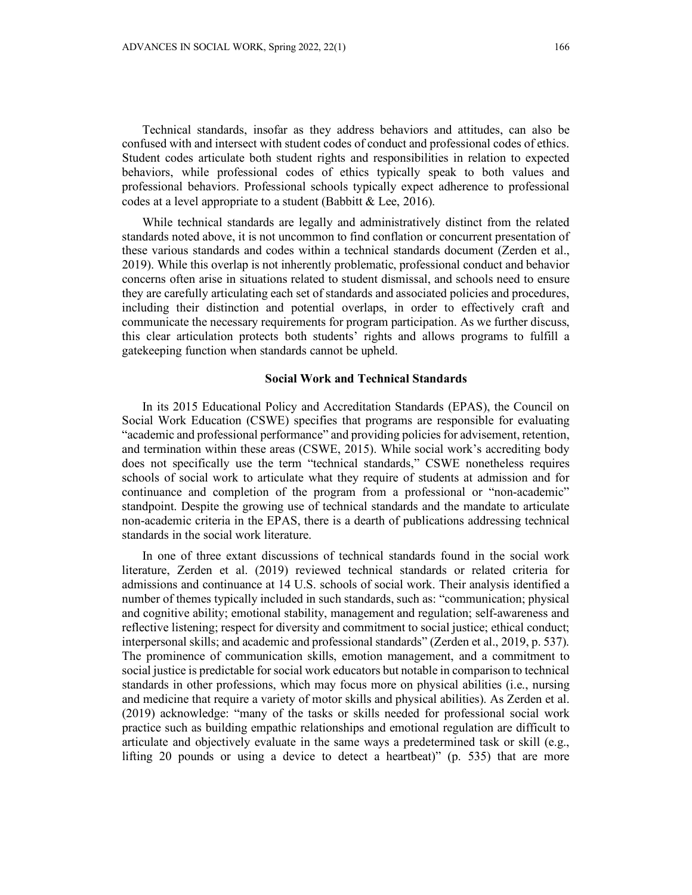Technical standards, insofar as they address behaviors and attitudes, can also be confused with and intersect with student codes of conduct and professional codes of ethics. Student codes articulate both student rights and responsibilities in relation to expected behaviors, while professional codes of ethics typically speak to both values and professional behaviors. Professional schools typically expect adherence to professional codes at a level appropriate to a student (Babbitt & Lee, 2016).

While technical standards are legally and administratively distinct from the related standards noted above, it is not uncommon to find conflation or concurrent presentation of these various standards and codes within a technical standards document (Zerden et al., 2019). While this overlap is not inherently problematic, professional conduct and behavior concerns often arise in situations related to student dismissal, and schools need to ensure they are carefully articulating each set of standards and associated policies and procedures, including their distinction and potential overlaps, in order to effectively craft and communicate the necessary requirements for program participation. As we further discuss, this clear articulation protects both students' rights and allows programs to fulfill a gatekeeping function when standards cannot be upheld.

## Social Work and Technical Standards

In its 2015 Educational Policy and Accreditation Standards (EPAS), the Council on Social Work Education (CSWE) specifies that programs are responsible for evaluating "academic and professional performance" and providing policies for advisement, retention, and termination within these areas (CSWE, 2015). While social work's accrediting body does not specifically use the term "technical standards," CSWE nonetheless requires schools of social work to articulate what they require of students at admission and for continuance and completion of the program from a professional or "non-academic" standpoint. Despite the growing use of technical standards and the mandate to articulate non-academic criteria in the EPAS, there is a dearth of publications addressing technical standards in the social work literature.

In one of three extant discussions of technical standards found in the social work literature, Zerden et al. (2019) reviewed technical standards or related criteria for admissions and continuance at 14 U.S. schools of social work. Their analysis identified a number of themes typically included in such standards, such as: "communication; physical and cognitive ability; emotional stability, management and regulation; self-awareness and reflective listening; respect for diversity and commitment to social justice; ethical conduct; interpersonal skills; and academic and professional standards" (Zerden et al., 2019, p. 537). The prominence of communication skills, emotion management, and a commitment to social justice is predictable for social work educators but notable in comparison to technical standards in other professions, which may focus more on physical abilities (i.e., nursing and medicine that require a variety of motor skills and physical abilities). As Zerden et al. (2019) acknowledge: "many of the tasks or skills needed for professional social work practice such as building empathic relationships and emotional regulation are difficult to articulate and objectively evaluate in the same ways a predetermined task or skill (e.g., lifting 20 pounds or using a device to detect a heartbeat)" (p. 535) that are more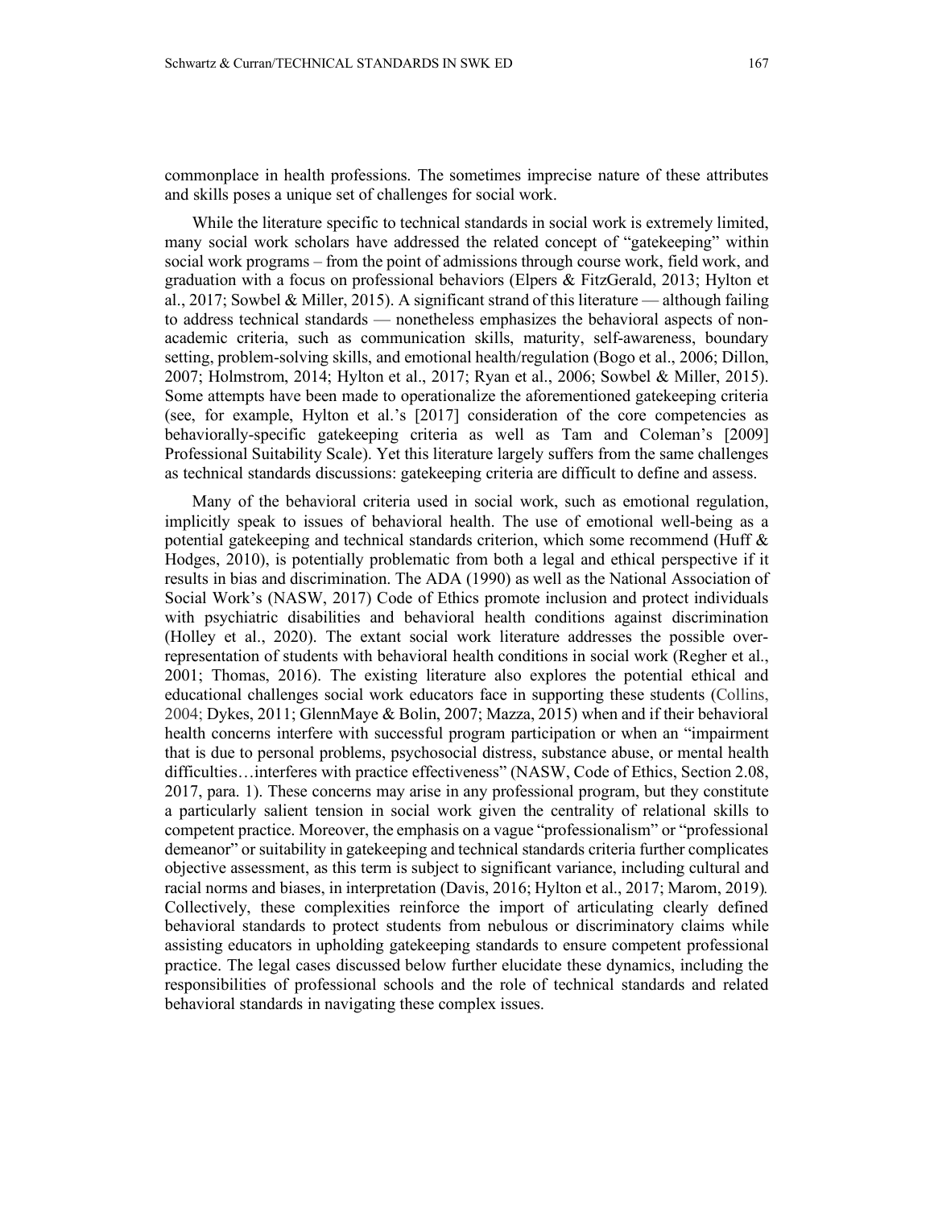commonplace in health professions. The sometimes imprecise nature of these attributes and skills poses a unique set of challenges for social work.

While the literature specific to technical standards in social work is extremely limited, many social work scholars have addressed the related concept of "gatekeeping" within social work programs – from the point of admissions through course work, field work, and graduation with a focus on professional behaviors (Elpers & FitzGerald, 2013; Hylton et al., 2017; Sowbel & Miller, 2015). A significant strand of this literature — although failing to address technical standards — nonetheless emphasizes the behavioral aspects of non-academic criteria, such as communication skills, maturity, self-awareness, boundary setting, problem-solving skills, and emotional health/regulation (Bogo et al., 2006; Dillon, 2007; Holmstrom, 2014; Hylton et al., 2017; Ryan et al., 2006; Sowbel & Miller, 2015). Some attempts have been made to operationalize the aforementioned gatekeeping criteria (see, for example, Hylton et al.'s [2017] consideration of the core competencies as behaviorally-specific gatekeeping criteria as well as Tam and Coleman's [2009] Professional Suitability Scale). Yet this literature largely suffers from the same challenges as technical standards discussions: gatekeeping criteria are difficult to define and assess.

Many of the behavioral criteria used in social work, such as emotional regulation, implicitly speak to issues of behavioral health. The use of emotional well-being as a potential gatekeeping and technical standards criterion, which some recommend (Huff & Hodges, 2010), is potentially problematic from both a legal and ethical perspective if it results in bias and discrimination. The ADA (1990) as well as the National Association of Social Work's (NASW, 2017) Code of Ethics promote inclusion and protect individuals with psychiatric disabilities and behavioral health conditions against discrimination (Holley et al., 2020). The extant social work literature addresses the possible over-representation of students with behavioral health conditions in social work (Regher et al., 2001; Thomas, 2016). The existing literature also explores the potential ethical and educational challenges social work educators face in supporting these students (Collins, 2004; Dykes, 2011; GlennMaye & Bolin, 2007; Mazza, 2015) when and if their behavioral health concerns interfere with successful program participation or when an "impairment that is due to personal problems, psychosocial distress, substance abuse, or mental health difficulties…interferes with practice effectiveness" (NASW, Code of Ethics, Section 2.08, 2017, para. 1). These concerns may arise in any professional program, but they constitute a particularly salient tension in social work given the centrality of relational skills to competent practice. Moreover, the emphasis on a vague "professionalism" or "professional demeanor" or suitability in gatekeeping and technical standards criteria further complicates objective assessment, as this term is subject to significant variance, including cultural and racial norms and biases, in interpretation (Davis, 2016; Hylton et al., 2017; Marom, 2019). Collectively, these complexities reinforce the import of articulating clearly defined behavioral standards to protect students from nebulous or discriminatory claims while assisting educators in upholding gatekeeping standards to ensure competent professional practice. The legal cases discussed below further elucidate these dynamics, including the responsibilities of professional schools and the role of technical standards and related behavioral standards in navigating these complex issues.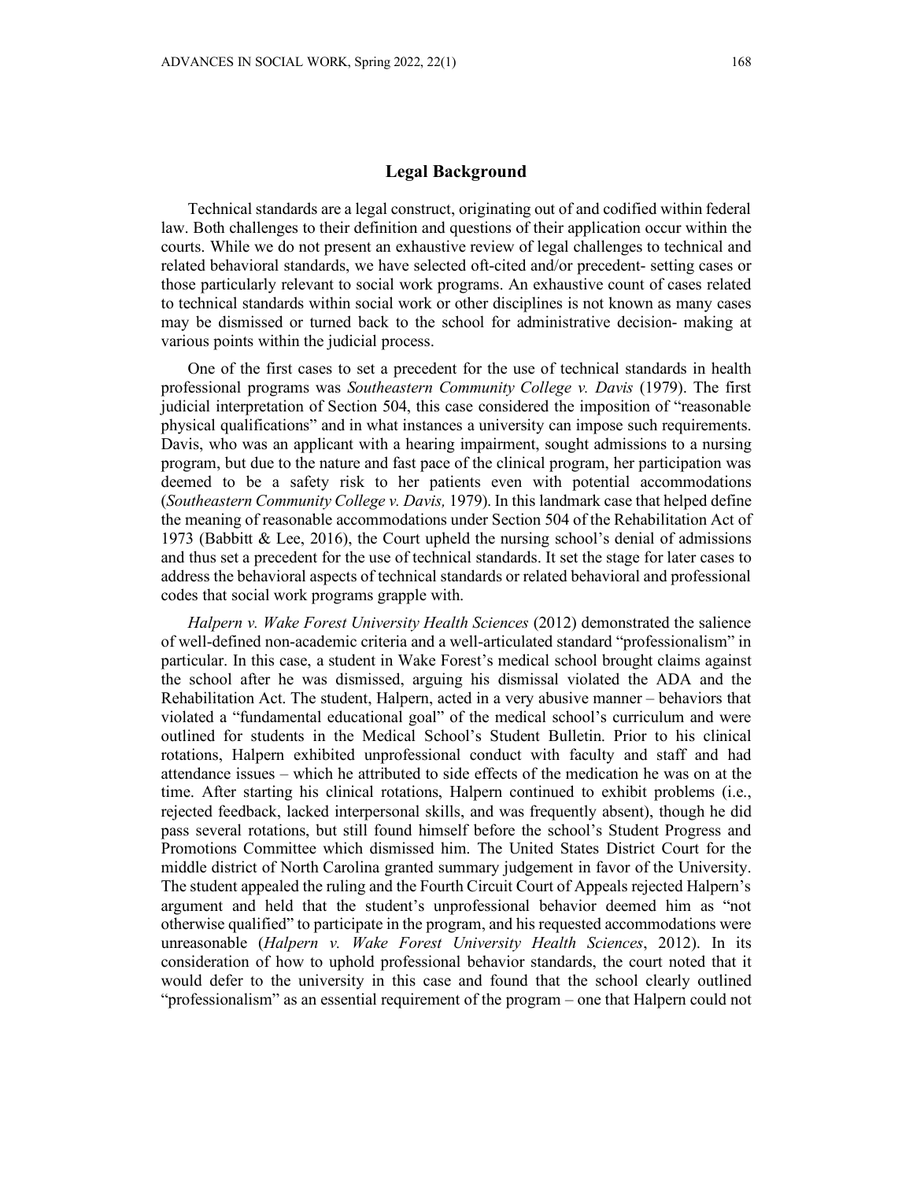## Legal Background

Technical standards are a legal construct, originating out of and codified within federal law. Both challenges to their definition and questions of their application occur within the courts. While we do not present an exhaustive review of legal challenges to technical and related behavioral standards, we have selected oft-cited and/or precedent- setting cases or those particularly relevant to social work programs. An exhaustive count of cases related to technical standards within social work or other disciplines is not known as many cases may be dismissed or turned back to the school for administrative decision- making at various points within the judicial process.

One of the first cases to set a precedent for the use of technical standards in health professional programs was *Southeastern Community College v. Davis* (1979). The first judicial interpretation of Section 504, this case considered the imposition of "reasonable physical qualifications" and in what instances a university can impose such requirements. Davis, who was an applicant with a hearing impairment, sought admissions to a nursing program, but due to the nature and fast pace of the clinical program, her participation was deemed to be a safety risk to her patients even with potential accommodations (*Southeastern Community College v. Davis,* 1979). In this landmark case that helped define the meaning of reasonable accommodations under Section 504 of the Rehabilitation Act of 1973 (Babbitt & Lee, 2016), the Court upheld the nursing school's denial of admissions and thus set a precedent for the use of technical standards. It set the stage for later cases to address the behavioral aspects of technical standards or related behavioral and professional codes that social work programs grapple with.

*Halpern v. Wake Forest University Health Sciences* (2012) demonstrated the salience of well-defined non-academic criteria and a well-articulated standard "professionalism" in particular. In this case, a student in Wake Forest's medical school brought claims against the school after he was dismissed, arguing his dismissal violated the ADA and the Rehabilitation Act. The student, Halpern, acted in a very abusive manner – behaviors that violated a "fundamental educational goal" of the medical school's curriculum and were outlined for students in the Medical School's Student Bulletin. Prior to his clinical rotations, Halpern exhibited unprofessional conduct with faculty and staff and had attendance issues – which he attributed to side effects of the medication he was on at the time. After starting his clinical rotations, Halpern continued to exhibit problems (i.e., rejected feedback, lacked interpersonal skills, and was frequently absent), though he did pass several rotations, but still found himself before the school's Student Progress and Promotions Committee which dismissed him. The United States District Court for the middle district of North Carolina granted summary judgement in favor of the University. The student appealed the ruling and the Fourth Circuit Court of Appeals rejected Halpern's argument and held that the student's unprofessional behavior deemed him as "not otherwise qualified" to participate in the program, and his requested accommodations were unreasonable (*Halpern v. Wake Forest University Health Sciences*, 2012). In its consideration of how to uphold professional behavior standards, the court noted that it would defer to the university in this case and found that the school clearly outlined "professionalism" as an essential requirement of the program – one that Halpern could not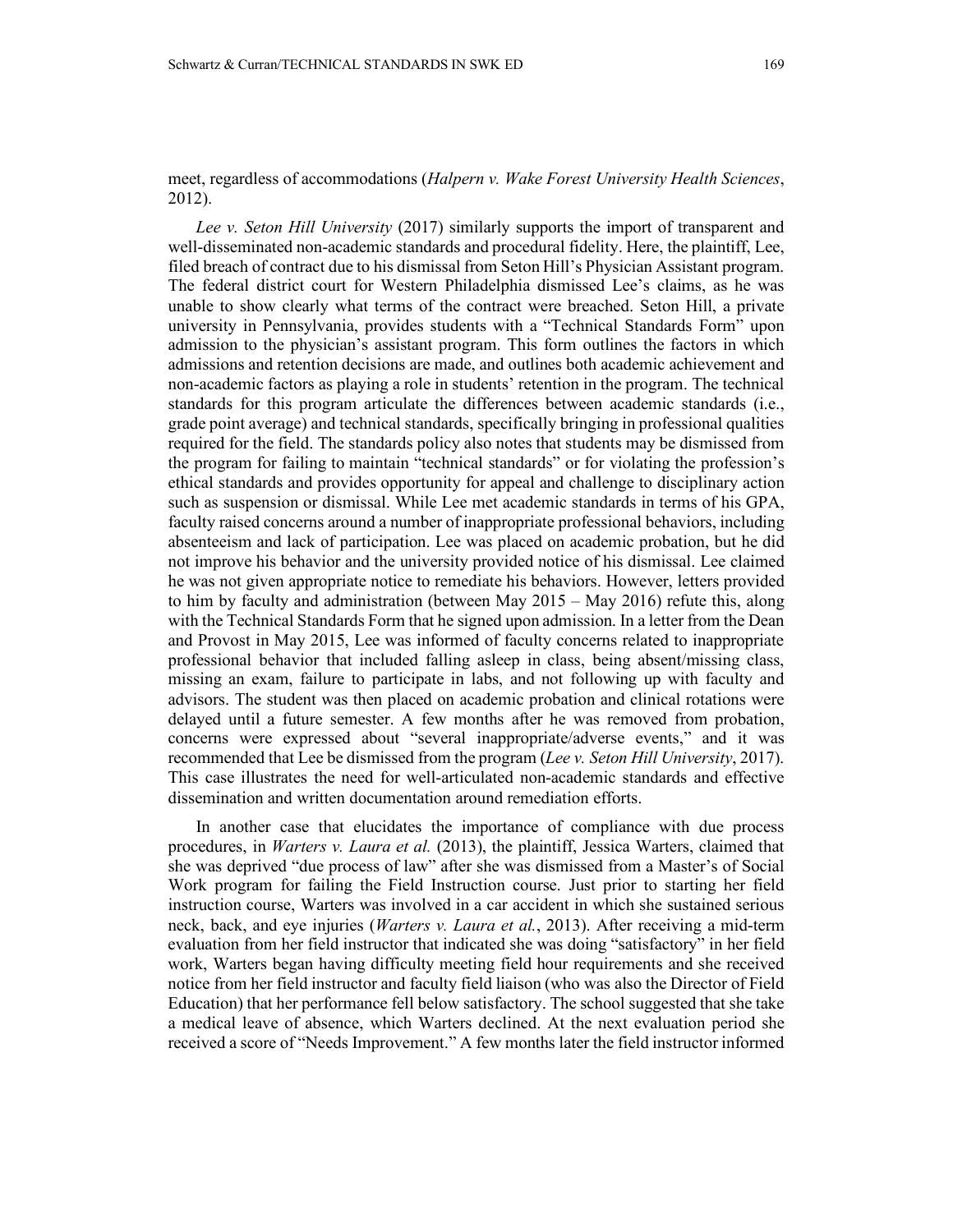meet, regardless of accommodations (*Halpern v. Wake Forest University Health Sciences*, 2012).

*Lee v. Seton Hill University* (2017) similarly supports the import of transparent and well-disseminated non-academic standards and procedural fidelity. Here, the plaintiff, Lee, filed breach of contract due to his dismissal from Seton Hill's Physician Assistant program. The federal district court for Western Philadelphia dismissed Lee's claims, as he was unable to show clearly what terms of the contract were breached. Seton Hill, a private university in Pennsylvania, provides students with a "Technical Standards Form" upon admission to the physician's assistant program. This form outlines the factors in which admissions and retention decisions are made, and outlines both academic achievement and non-academic factors as playing a role in students' retention in the program. The technical standards for this program articulate the differences between academic standards (i.e., grade point average) and technical standards, specifically bringing in professional qualities required for the field. The standards policy also notes that students may be dismissed from the program for failing to maintain "technical standards" or for violating the profession's ethical standards and provides opportunity for appeal and challenge to disciplinary action such as suspension or dismissal. While Lee met academic standards in terms of his GPA, faculty raised concerns around a number of inappropriate professional behaviors, including absenteeism and lack of participation. Lee was placed on academic probation, but he did not improve his behavior and the university provided notice of his dismissal. Lee claimed he was not given appropriate notice to remediate his behaviors. However, letters provided to him by faculty and administration (between May 2015 – May 2016) refute this, along with the Technical Standards Form that he signed upon admission. In a letter from the Dean and Provost in May 2015, Lee was informed of faculty concerns related to inappropriate professional behavior that included falling asleep in class, being absent/missing class, missing an exam, failure to participate in labs, and not following up with faculty and advisors. The student was then placed on academic probation and clinical rotations were delayed until a future semester. A few months after he was removed from probation, concerns were expressed about "several inappropriate/adverse events," and it was recommended that Lee be dismissed from the program (*Lee v. Seton Hill University*, 2017). This case illustrates the need for well-articulated non-academic standards and effective dissemination and written documentation around remediation efforts.

In another case that elucidates the importance of compliance with due process procedures, in *Warters v. Laura et al.* (2013), the plaintiff, Jessica Warters, claimed that she was deprived "due process of law" after she was dismissed from a Master's of Social Work program for failing the Field Instruction course. Just prior to starting her field instruction course, Warters was involved in a car accident in which she sustained serious neck, back, and eye injuries (*Warters v. Laura et al.*, 2013). After receiving a mid-term evaluation from her field instructor that indicated she was doing "satisfactory" in her field work, Warters began having difficulty meeting field hour requirements and she received notice from her field instructor and faculty field liaison (who was also the Director of Field Education) that her performance fell below satisfactory. The school suggested that she take a medical leave of absence, which Warters declined. At the next evaluation period she received a score of "Needs Improvement." A few months later the field instructor informed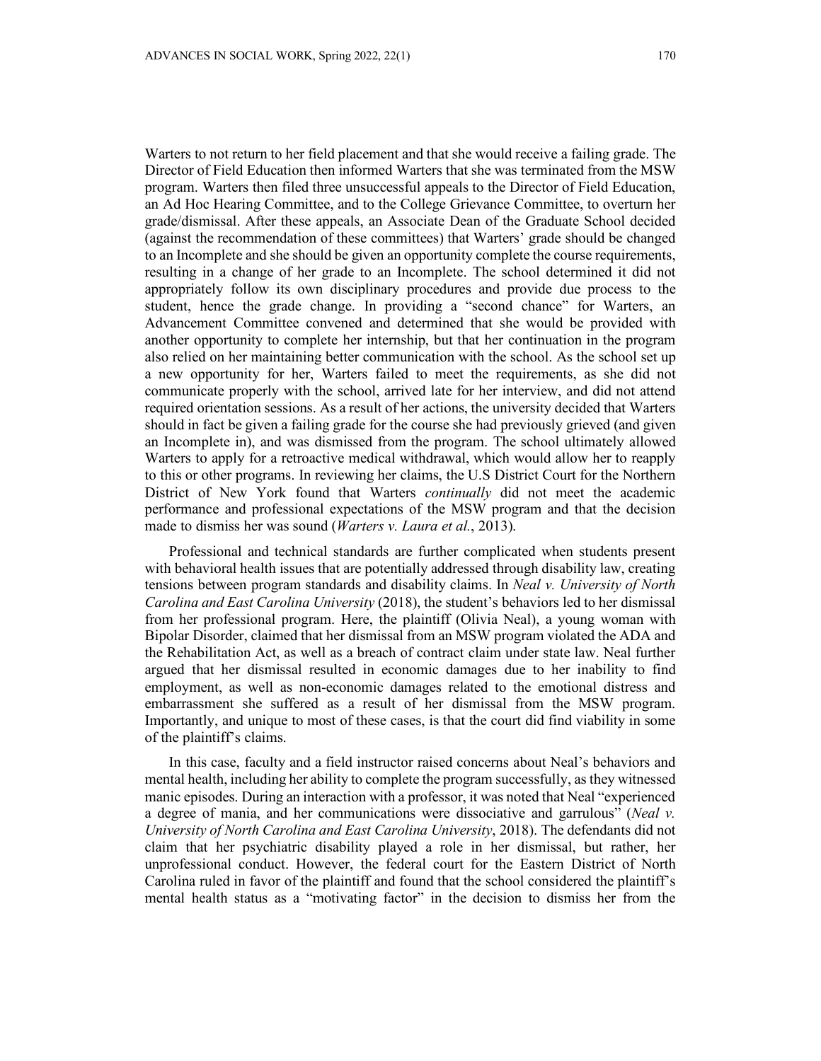Warters to not return to her field placement and that she would receive a failing grade. The Director of Field Education then informed Warters that she was terminated from the MSW program. Warters then filed three unsuccessful appeals to the Director of Field Education, an Ad Hoc Hearing Committee, and to the College Grievance Committee, to overturn her grade/dismissal. After these appeals, an Associate Dean of the Graduate School decided (against the recommendation of these committees) that Warters' grade should be changed to an Incomplete and she should be given an opportunity complete the course requirements, resulting in a change of her grade to an Incomplete. The school determined it did not appropriately follow its own disciplinary procedures and provide due process to the student, hence the grade change. In providing a "second chance" for Warters, an Advancement Committee convened and determined that she would be provided with another opportunity to complete her internship, but that her continuation in the program also relied on her maintaining better communication with the school. As the school set up a new opportunity for her, Warters failed to meet the requirements, as she did not communicate properly with the school, arrived late for her interview, and did not attend required orientation sessions. As a result of her actions, the university decided that Warters should in fact be given a failing grade for the course she had previously grieved (and given an Incomplete in), and was dismissed from the program. The school ultimately allowed Warters to apply for a retroactive medical withdrawal, which would allow her to reapply to this or other programs. In reviewing her claims, the U.S District Court for the Northern District of New York found that Warters *continually* did not meet the academic performance and professional expectations of the MSW program and that the decision made to dismiss her was sound (*Warters v. Laura et al.*, 2013).

Professional and technical standards are further complicated when students present with behavioral health issues that are potentially addressed through disability law, creating tensions between program standards and disability claims. In *Neal v. University of North Carolina and East Carolina University* (2018), the student's behaviors led to her dismissal from her professional program. Here, the plaintiff (Olivia Neal), a young woman with Bipolar Disorder, claimed that her dismissal from an MSW program violated the ADA and the Rehabilitation Act, as well as a breach of contract claim under state law. Neal further argued that her dismissal resulted in economic damages due to her inability to find employment, as well as non-economic damages related to the emotional distress and embarrassment she suffered as a result of her dismissal from the MSW program. Importantly, and unique to most of these cases, is that the court did find viability in some of the plaintiff's claims.

In this case, faculty and a field instructor raised concerns about Neal's behaviors and mental health, including her ability to complete the program successfully, as they witnessed manic episodes. During an interaction with a professor, it was noted that Neal "experienced a degree of mania, and her communications were dissociative and garrulous" (*Neal v. University of North Carolina and East Carolina University*, 2018). The defendants did not claim that her psychiatric disability played a role in her dismissal, but rather, her unprofessional conduct. However, the federal court for the Eastern District of North Carolina ruled in favor of the plaintiff and found that the school considered the plaintiff's mental health status as a "motivating factor" in the decision to dismiss her from the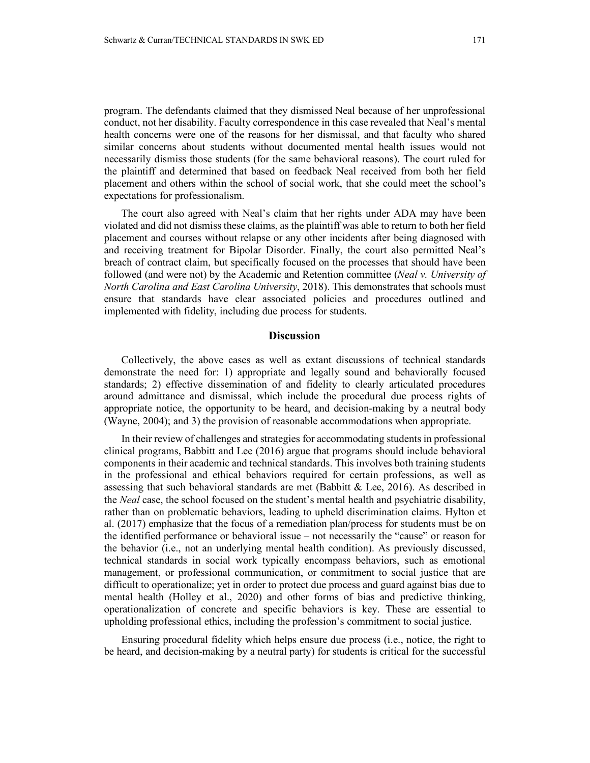program. The defendants claimed that they dismissed Neal because of her unprofessional conduct, not her disability. Faculty correspondence in this case revealed that Neal's mental health concerns were one of the reasons for her dismissal, and that faculty who shared similar concerns about students without documented mental health issues would not necessarily dismiss those students (for the same behavioral reasons). The court ruled for the plaintiff and determined that based on feedback Neal received from both her field placement and others within the school of social work, that she could meet the school's expectations for professionalism.

The court also agreed with Neal's claim that her rights under ADA may have been violated and did not dismiss these claims, as the plaintiff was able to return to both her field placement and courses without relapse or any other incidents after being diagnosed with and receiving treatment for Bipolar Disorder. Finally, the court also permitted Neal's breach of contract claim, but specifically focused on the processes that should have been followed (and were not) by the Academic and Retention committee (*Neal v. University of North Carolina and East Carolina University*, 2018). This demonstrates that schools must ensure that standards have clear associated policies and procedures outlined and implemented with fidelity, including due process for students.

## Discussion

Collectively, the above cases as well as extant discussions of technical standards demonstrate the need for: 1) appropriate and legally sound and behaviorally focused standards; 2) effective dissemination of and fidelity to clearly articulated procedures around admittance and dismissal, which include the procedural due process rights of appropriate notice, the opportunity to be heard, and decision-making by a neutral body (Wayne, 2004); and 3) the provision of reasonable accommodations when appropriate.

In their review of challenges and strategies for accommodating students in professional clinical programs, Babbitt and Lee (2016) argue that programs should include behavioral components in their academic and technical standards. This involves both training students in the professional and ethical behaviors required for certain professions, as well as assessing that such behavioral standards are met (Babbitt & Lee, 2016). As described in the *Neal* case, the school focused on the student's mental health and psychiatric disability, rather than on problematic behaviors, leading to upheld discrimination claims. Hylton et al. (2017) emphasize that the focus of a remediation plan/process for students must be on the identified performance or behavioral issue – not necessarily the "cause" or reason for the behavior (i.e., not an underlying mental health condition). As previously discussed, technical standards in social work typically encompass behaviors, such as emotional management, or professional communication, or commitment to social justice that are difficult to operationalize; yet in order to protect due process and guard against bias due to mental health (Holley et al., 2020) and other forms of bias and predictive thinking, operationalization of concrete and specific behaviors is key. These are essential to upholding professional ethics, including the profession's commitment to social justice.

Ensuring procedural fidelity which helps ensure due process (i.e., notice, the right to be heard, and decision-making by a neutral party) for students is critical for the successful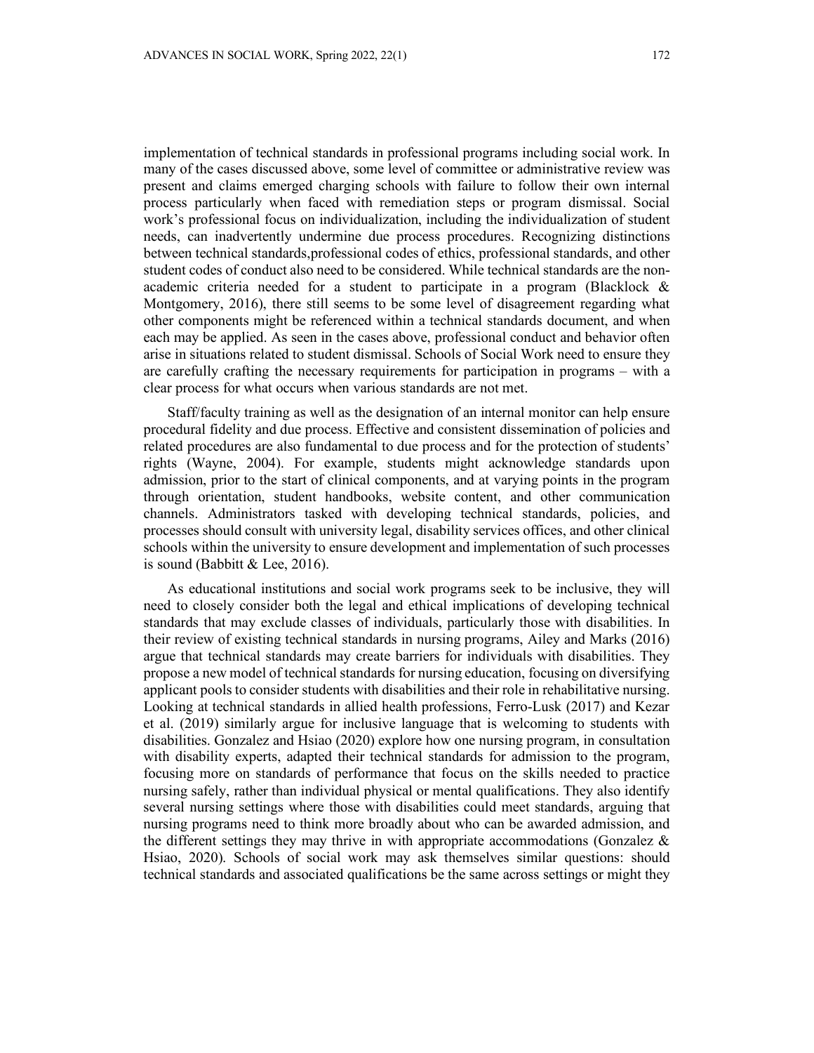implementation of technical standards in professional programs including social work. In many of the cases discussed above, some level of committee or administrative review was present and claims emerged charging schools with failure to follow their own internal process particularly when faced with remediation steps or program dismissal. Social work's professional focus on individualization, including the individualization of student needs, can inadvertently undermine due process procedures. Recognizing distinctions between technical standards,professional codes of ethics, professional standards, and other student codes of conduct also need to be considered. While technical standards are the non-academic criteria needed for a student to participate in a program (Blacklock & Montgomery, 2016), there still seems to be some level of disagreement regarding what other components might be referenced within a technical standards document, and when each may be applied. As seen in the cases above, professional conduct and behavior often arise in situations related to student dismissal. Schools of Social Work need to ensure they are carefully crafting the necessary requirements for participation in programs – with a clear process for what occurs when various standards are not met.

Staff/faculty training as well as the designation of an internal monitor can help ensure procedural fidelity and due process. Effective and consistent dissemination of policies and related procedures are also fundamental to due process and for the protection of students' rights (Wayne, 2004). For example, students might acknowledge standards upon admission, prior to the start of clinical components, and at varying points in the program through orientation, student handbooks, website content, and other communication channels. Administrators tasked with developing technical standards, policies, and processes should consult with university legal, disability services offices, and other clinical schools within the university to ensure development and implementation of such processes is sound (Babbitt & Lee, 2016).

As educational institutions and social work programs seek to be inclusive, they will need to closely consider both the legal and ethical implications of developing technical standards that may exclude classes of individuals, particularly those with disabilities. In their review of existing technical standards in nursing programs, Ailey and Marks (2016) argue that technical standards may create barriers for individuals with disabilities. They propose a new model of technical standards for nursing education, focusing on diversifying applicant pools to consider students with disabilities and their role in rehabilitative nursing. Looking at technical standards in allied health professions, Ferro-Lusk (2017) and Kezar et al. (2019) similarly argue for inclusive language that is welcoming to students with disabilities. Gonzalez and Hsiao (2020) explore how one nursing program, in consultation with disability experts, adapted their technical standards for admission to the program, focusing more on standards of performance that focus on the skills needed to practice nursing safely, rather than individual physical or mental qualifications. They also identify several nursing settings where those with disabilities could meet standards, arguing that nursing programs need to think more broadly about who can be awarded admission, and the different settings they may thrive in with appropriate accommodations (Gonzalez & Hsiao, 2020). Schools of social work may ask themselves similar questions: should technical standards and associated qualifications be the same across settings or might they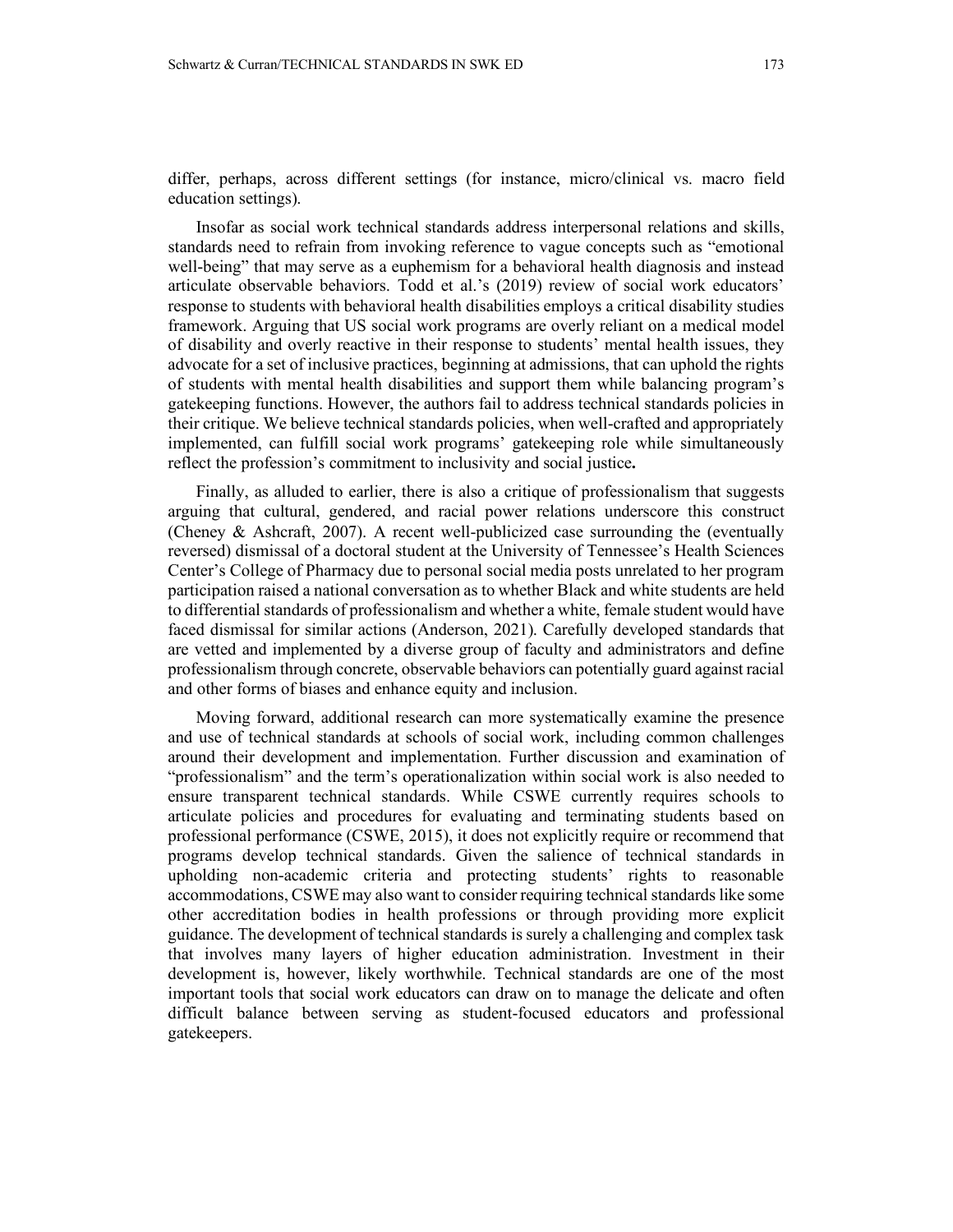differ, perhaps, across different settings (for instance, micro/clinical vs. macro field education settings).

Insofar as social work technical standards address interpersonal relations and skills, standards need to refrain from invoking reference to vague concepts such as "emotional well-being" that may serve as a euphemism for a behavioral health diagnosis and instead articulate observable behaviors. Todd et al.'s (2019) review of social work educators' response to students with behavioral health disabilities employs a critical disability studies framework. Arguing that US social work programs are overly reliant on a medical model of disability and overly reactive in their response to students' mental health issues, they advocate for a set of inclusive practices, beginning at admissions, that can uphold the rights of students with mental health disabilities and support them while balancing program's gatekeeping functions. However, the authors fail to address technical standards policies in their critique. We believe technical standards policies, when well-crafted and appropriately implemented, can fulfill social work programs' gatekeeping role while simultaneously reflect the profession's commitment to inclusivity and social justice**.**

Finally, as alluded to earlier, there is also a critique of professionalism that suggests arguing that cultural, gendered, and racial power relations underscore this construct (Cheney & Ashcraft, 2007). A recent well-publicized case surrounding the (eventually reversed) dismissal of a doctoral student at the University of Tennessee's Health Sciences Center's College of Pharmacy due to personal social media posts unrelated to her program participation raised a national conversation as to whether Black and white students are held to differential standards of professionalism and whether a white, female student would have faced dismissal for similar actions (Anderson, 2021). Carefully developed standards that are vetted and implemented by a diverse group of faculty and administrators and define professionalism through concrete, observable behaviors can potentially guard against racial and other forms of biases and enhance equity and inclusion.

Moving forward, additional research can more systematically examine the presence and use of technical standards at schools of social work, including common challenges around their development and implementation. Further discussion and examination of "professionalism" and the term's operationalization within social work is also needed to ensure transparent technical standards. While CSWE currently requires schools to articulate policies and procedures for evaluating and terminating students based on professional performance (CSWE, 2015), it does not explicitly require or recommend that programs develop technical standards. Given the salience of technical standards in upholding non-academic criteria and protecting students' rights to reasonable accommodations, CSWE may also want to consider requiring technical standards like some other accreditation bodies in health professions or through providing more explicit guidance. The development of technical standards is surely a challenging and complex task that involves many layers of higher education administration. Investment in their development is, however, likely worthwhile. Technical standards are one of the most important tools that social work educators can draw on to manage the delicate and often difficult balance between serving as student-focused educators and professional gatekeepers.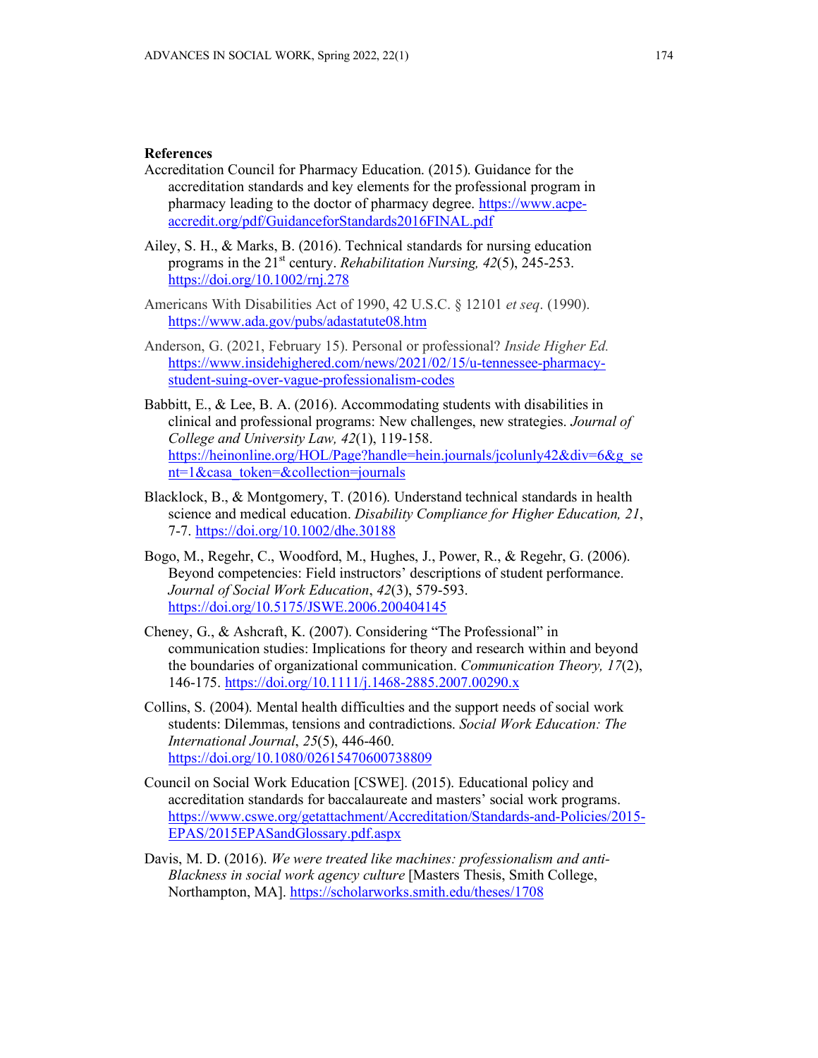## References

Accreditation Council for Pharmacy Education. (2015). Guidance for the accreditation standards and key elements for the professional program in pharmacy leading to the doctor of pharmacy degree. https://www.acpe-accredit.org/pdf/GuidanceforStandards2016FINAL.pdf

Ailey, S. H., & Marks, B. (2016). Technical standards for nursing education programs in the 21st century. *Rehabilitation Nursing, 42*(5), 245-253. https://doi.org/10.1002/rnj.278

Americans With Disabilities Act of 1990, 42 U.S.C. § 12101 *et seq*. (1990). https://www.ada.gov/pubs/adastatute08.htm

Anderson, G. (2021, February 15). Personal or professional? *Inside Higher Ed.* https://www.insidehighered.com/news/2021/02/15/u-tennessee-pharmacy-student-suing-over-vague-professionalism-codes

Babbitt, E., & Lee, B. A. (2016). Accommodating students with disabilities in clinical and professional programs: New challenges, new strategies. *Journal of College and University Law, 42*(1), 119-158. https://heinonline.org/HOL/Page?handle=hein.journals/jcolunly42&div=6&g_sent=1&casa_token=&collection=journals

Blacklock, B., & Montgomery, T. (2016). Understand technical standards in health science and medical education. *Disability Compliance for Higher Education, 21*, 7-7. https://doi.org/10.1002/dhe.30188

Bogo, M., Regehr, C., Woodford, M., Hughes, J., Power, R., & Regehr, G. (2006). Beyond competencies: Field instructors' descriptions of student performance. *Journal of Social Work Education*, *42*(3), 579-593. https://doi.org/10.5175/JSWE.2006.200404145

Cheney, G., & Ashcraft, K. (2007). Considering "The Professional" in communication studies: Implications for theory and research within and beyond the boundaries of organizational communication. *Communication Theory, 17*(2), 146-175. https://doi.org/10.1111/j.1468-2885.2007.00290.x

Collins, S. (2004). Mental health difficulties and the support needs of social work students: Dilemmas, tensions and contradictions. *Social Work Education: The International Journal*, *25*(5), 446-460. https://doi.org/10.1080/02615470600738809

Council on Social Work Education [CSWE]. (2015). Educational policy and accreditation standards for baccalaureate and masters' social work programs. https://www.cswe.org/getattachment/Accreditation/Standards-and-Policies/2015-EPAS/2015EPASandGlossary.pdf.aspx

Davis, M. D. (2016). *We were treated like machines: professionalism and anti-Blackness in social work agency culture* [Masters Thesis, Smith College, Northampton, MA]. https://scholarworks.smith.edu/theses/1708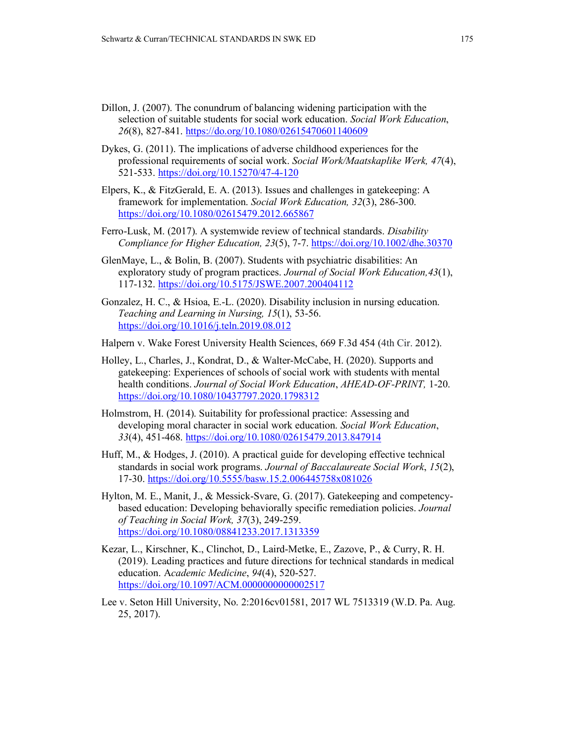Dillon, J. (2007). The conundrum of balancing widening participation with the selection of suitable students for social work education. *Social Work Education*, *26*(8), 827-841. https://do.org/10.1080/02615470601140609

Dykes, G. (2011). The implications of adverse childhood experiences for the professional requirements of social work. *Social Work/Maatskaplike Werk, 47*(4), 521-533. https://doi.org/10.15270/47-4-120

Elpers, K., & FitzGerald, E. A. (2013). Issues and challenges in gatekeeping: A framework for implementation. *Social Work Education, 32*(3), 286-300. https://doi.org/10.1080/02615479.2012.665867

Ferro-Lusk, M. (2017). A systemwide review of technical standards. *Disability Compliance for Higher Education, 23*(5), 7-7. https://doi.org/10.1002/dhe.30370

GlenMaye, L., & Bolin, B. (2007). Students with psychiatric disabilities: An exploratory study of program practices. *Journal of Social Work Education,43*(1), 117-132. https://doi.org/10.5175/JSWE.2007.200404112

Gonzalez, H. C., & Hsioa, E.-L. (2020). Disability inclusion in nursing education. *Teaching and Learning in Nursing, 15*(1), 53-56. https://doi.org/10.1016/j.teln.2019.08.012

Halpern v. Wake Forest University Health Sciences, 669 F.3d 454 (4th Cir. 2012).

Holley, L., Charles, J., Kondrat, D., & Walter-McCabe, H. (2020). Supports and gatekeeping: Experiences of schools of social work with students with mental health conditions. *Journal of Social Work Education*, *AHEAD-OF-PRINT,* 1-20. https://doi.org/10.1080/10437797.2020.1798312

Holmstrom, H. (2014). Suitability for professional practice: Assessing and developing moral character in social work education. *Social Work Education*, *33*(4), 451-468. https://doi.org/10.1080/02615479.2013.847914

Huff, M., & Hodges, J. (2010). A practical guide for developing effective technical standards in social work programs. *Journal of Baccalaureate Social Work*, *15*(2), 17-30. https://doi.org/10.5555/basw.15.2.006445758x081026

Hylton, M. E., Manit, J., & Messick-Svare, G. (2017). Gatekeeping and competency-based education: Developing behaviorally specific remediation policies. *Journal of Teaching in Social Work, 37*(3), 249-259. https://doi.org/10.1080/08841233.2017.1313359

Kezar, L., Kirschner, K., Clinchot, D., Laird-Metke, E., Zazove, P., & Curry, R. H. (2019). Leading practices and future directions for technical standards in medical education. *Academic Medicine*, *94*(4), 520-527. https://doi.org/10.1097/ACM.0000000000002517

Lee v. Seton Hill University, No. 2:2016cv01581, 2017 WL 7513319 (W.D. Pa. Aug. 25, 2017).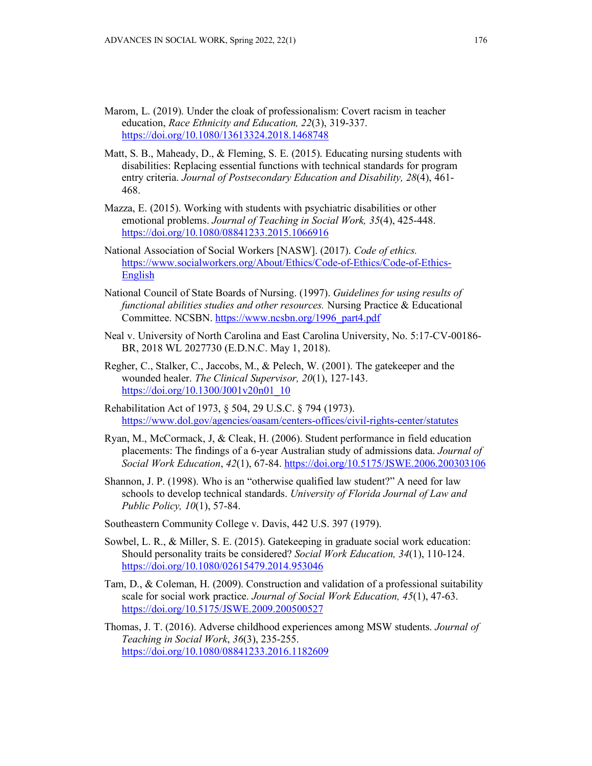Marom, L. (2019). Under the cloak of professionalism: Covert racism in teacher education, *Race Ethnicity and Education, 22*(3), 319-337. https://doi.org/10.1080/13613324.2018.1468748

Matt, S. B., Maheady, D., & Fleming, S. E. (2015). Educating nursing students with disabilities: Replacing essential functions with technical standards for program entry criteria. *Journal of Postsecondary Education and Disability, 28*(4), 461-468.

Mazza, E. (2015). Working with students with psychiatric disabilities or other emotional problems. *Journal of Teaching in Social Work, 35*(4), 425-448. https://doi.org/10.1080/08841233.2015.1066916

National Association of Social Workers [NASW]. (2017). *Code of ethics.* https://www.socialworkers.org/About/Ethics/Code-of-Ethics/Code-of-Ethics-English

National Council of State Boards of Nursing. (1997). *Guidelines for using results of functional abilities studies and other resources.* Nursing Practice & Educational Committee. NCSBN. https://www.ncsbn.org/1996_part4.pdf

Neal v. University of North Carolina and East Carolina University, No. 5:17-CV-00186-BR, 2018 WL 2027730 (E.D.N.C. May 1, 2018).

Regher, C., Stalker, C., Jaccobs, M., & Pelech, W. (2001). The gatekeeper and the wounded healer. *The Clinical Supervisor, 20*(1), 127-143. https://doi.org/10.1300/J001v20n01_10

Rehabilitation Act of 1973, § 504, 29 U.S.C. § 794 (1973). https://www.dol.gov/agencies/oasam/centers-offices/civil-rights-center/statutes

Ryan, M., McCormack, J, & Cleak, H. (2006). Student performance in field education placements: The findings of a 6-year Australian study of admissions data. *Journal of Social Work Education*, *42*(1), 67-84. https://doi.org/10.5175/JSWE.2006.200303106

Shannon, J. P. (1998). Who is an "otherwise qualified law student?" A need for law schools to develop technical standards. *University of Florida Journal of Law and Public Policy, 10*(1), 57-84.

Southeastern Community College v. Davis, 442 U.S. 397 (1979).

Sowbel, L. R., & Miller, S. E. (2015). Gatekeeping in graduate social work education: Should personality traits be considered? *Social Work Education, 34*(1), 110-124. https://doi.org/10.1080/02615479.2014.953046

Tam, D., & Coleman, H. (2009). Construction and validation of a professional suitability scale for social work practice. *Journal of Social Work Education, 45*(1), 47-63. https://doi.org/10.5175/JSWE.2009.200500527

Thomas, J. T. (2016). Adverse childhood experiences among MSW students. *Journal of Teaching in Social Work*, *36*(3), 235-255. https://doi.org/10.1080/08841233.2016.1182609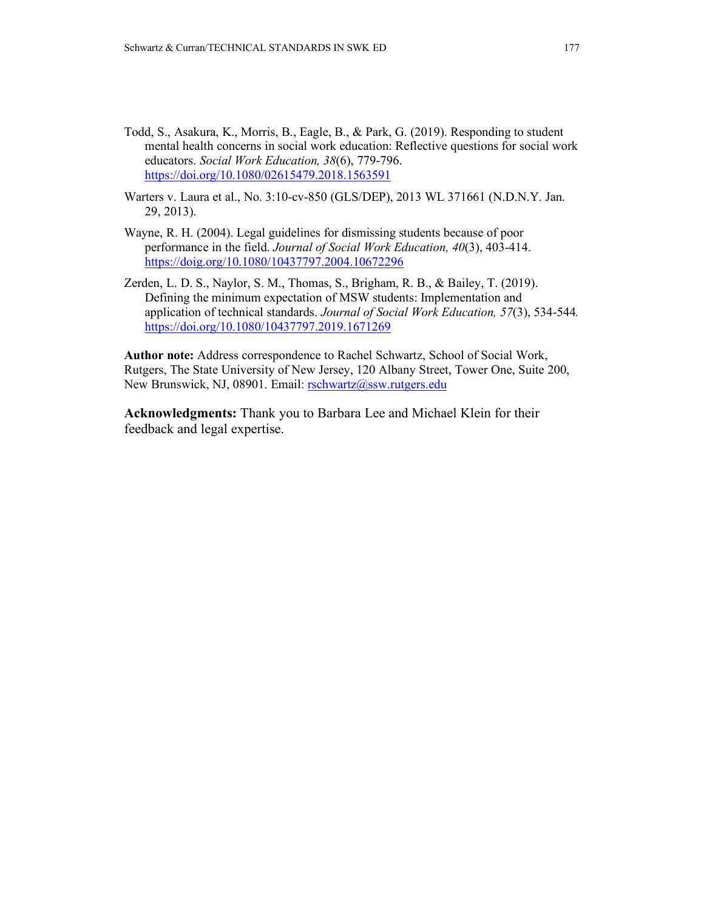Todd, S., Asakura, K., Morris, B., Eagle, B., & Park, G. (2019). Responding to student mental health concerns in social work education: Reflective questions for social work educators. *Social Work Education, 38*(6), 779-796. https://doi.org/10.1080/02615479.2018.1563591

Warters v. Laura et al., No. 3:10-cv-850 (GLS/DEP), 2013 WL 371661 (N.D.N.Y. Jan. 29, 2013).

Wayne, R. H. (2004). Legal guidelines for dismissing students because of poor performance in the field. *Journal of Social Work Education, 40*(3), 403-414. https://doig.org/10.1080/10437797.2004.10672296

Zerden, L. D. S., Naylor, S. M., Thomas, S., Brigham, R. B., & Bailey, T. (2019). Defining the minimum expectation of MSW students: Implementation and application of technical standards. *Journal of Social Work Education, 57*(3), 534-544. https://doi.org/10.1080/10437797.2019.1671269

**Author note:** Address correspondence to Rachel Schwartz, School of Social Work, Rutgers, The State University of New Jersey, 120 Albany Street, Tower One, Suite 200, New Brunswick, NJ, 08901. Email: rschwartz@ssw.rutgers.edu

**Acknowledgments:** Thank you to Barbara Lee and Michael Klein for their feedback and legal expertise.